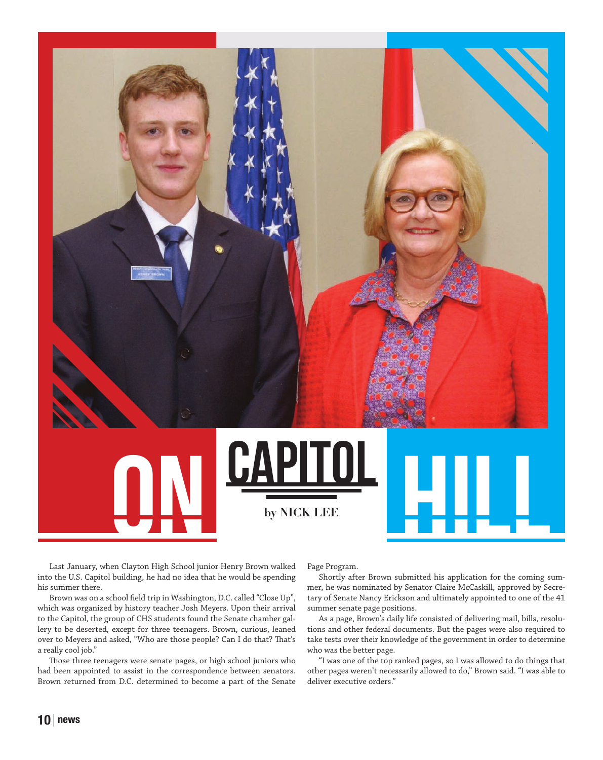# ON CAPITOL HILL

by NICK LEE

Last January, when Clayton High School junior Henry Brown walked into the U.S. Capitol building, he had no idea that he would be spending his summer there.

Brown was on a school field trip in Washington, D.C. called "Close Up", which was organized by history teacher Josh Meyers. Upon their arrival to the Capitol, the group of CHS students found the Senate chamber gallery to be deserted, except for three teenagers. Brown, curious, leaned over to Meyers and asked, "Who are those people? Can I do that? That's a really cool job."

Those three teenagers were senate pages, or high school juniors who had been appointed to assist in the correspondence between senators. Brown returned from D.C. determined to become a part of the Senate Page Program.

Shortly after Brown submitted his application for the coming summer, he was nominated by Senator Claire McCaskill, approved by Secretary of Senate Nancy Erickson and ultimately appointed to one of the 41 summer senate page positions.

As a page, Brown's daily life consisted of delivering mail, bills, resolutions and other federal documents. But the pages were also required to take tests over their knowledge of the government in order to determine who was the better page.

"I was one of the top ranked pages, so I was allowed to do things that other pages weren't necessarily allowed to do," Brown said. "I was able to deliver executive orders."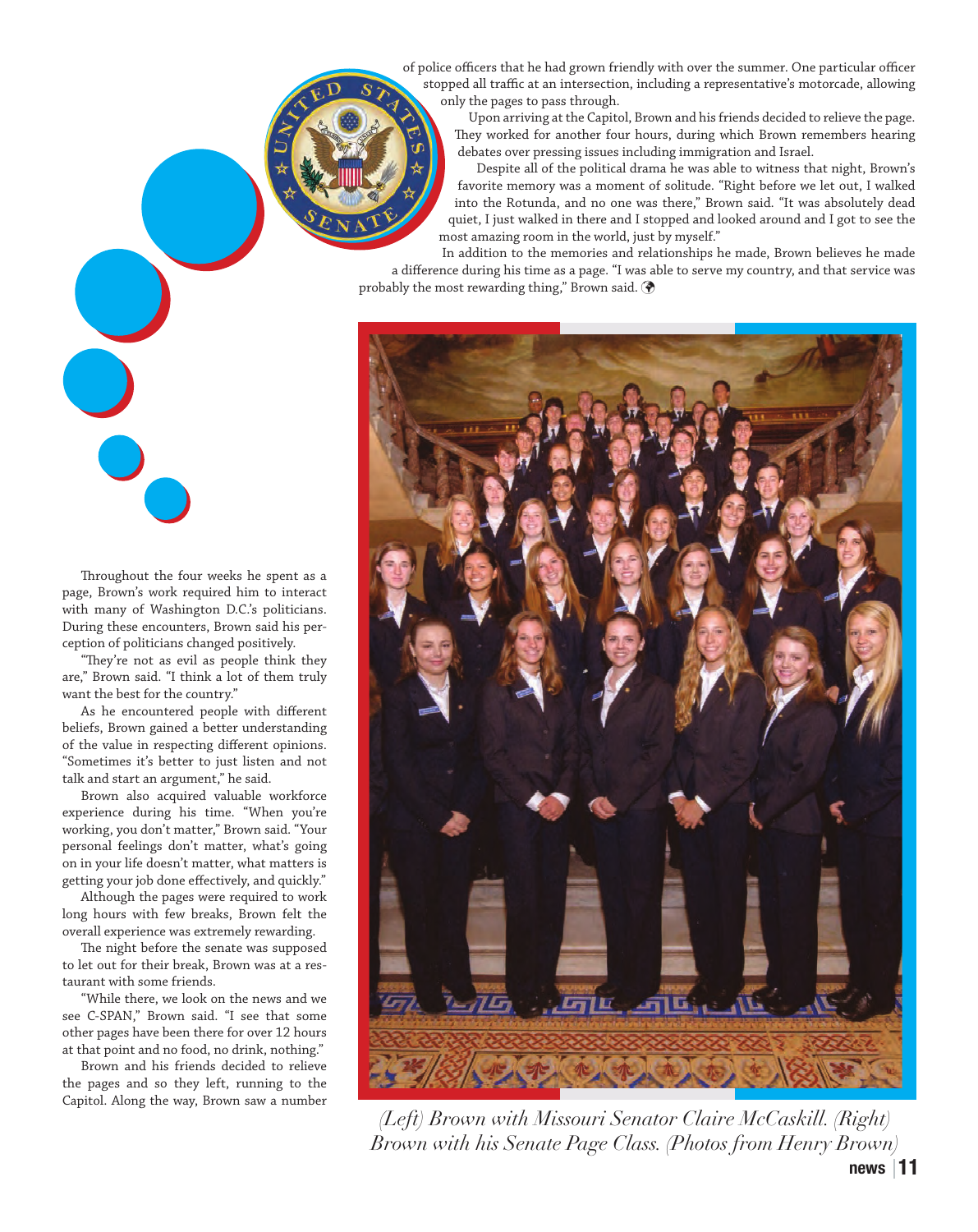of police officers that he had grown friendly with over the summer. One particular officer stopped all traffic at an intersection, including a representative's motorcade, allowing only the pages to pass through.

Upon arriving at the Capitol, Brown and his friends decided to relieve the page. They worked for another four hours, during which Brown remembers hearing debates over pressing issues including immigration and Israel.

Despite all of the political drama he was able to witness that night, Brown's favorite memory was a moment of solitude. "Right before we let out, I walked into the Rotunda, and no one was there," Brown said. "It was absolutely dead quiet, I just walked in there and I stopped and looked around and I got to see the most amazing room in the world, just by myself."

In addition to the memories and relationships he made, Brown believes he made a difference during his time as a page. "I was able to serve my country, and that service was probably the most rewarding thing," Brown said.

Throughout the four weeks he spent as a page, Brown's work required him to interact with many of Washington D.C.'s politicians. During these encounters, Brown said his perception of politicians changed positively.

"They're not as evil as people think they are," Brown said. "I think a lot of them truly want the best for the country."

As he encountered people with different beliefs, Brown gained a better understanding of the value in respecting different opinions. "Sometimes it's better to just listen and not talk and start an argument," he said.

Brown also acquired valuable workforce experience during his time. "When you're working, you don't matter," Brown said. "Your personal feelings don't matter, what's going on in your life doesn't matter, what matters is getting your job done effectively, and quickly."

Although the pages were required to work long hours with few breaks, Brown felt the overall experience was extremely rewarding.

The night before the senate was supposed to let out for their break, Brown was at a restaurant with some friends.

"While there, we look on the news and we see C-SPAN," Brown said. "I see that some other pages have been there for over 12 hours at that point and no food, no drink, nothing."

Brown and his friends decided to relieve the pages and so they left, running to the Capitol. Along the way, Brown saw a number

*(Left) Brown with Missouri Senator Claire McCaskill. (Right) Brown with his Senate Page Class. (Photos from Henry Brown)*